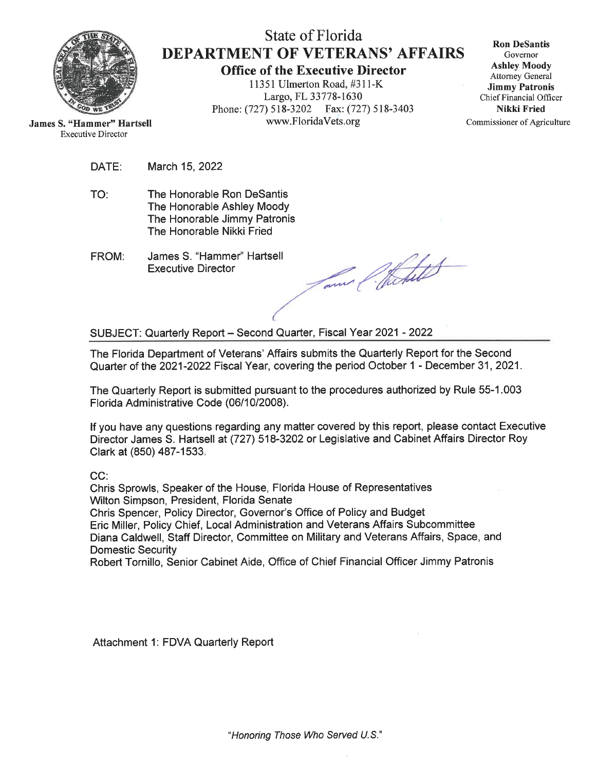# State of Florida
## DEPARTMENT OF VETERANS' AFFAIRS
### Office of the Executive Director

11351 Ulmerton Road, #311-K
Largo, FL 33778-1630
Phone: (727) 518-3202 Fax: (727) 518-3403
www.FloridaVets.org

**James S. "Hammer" Hartsell**
Executive Director

**Ron DeSantis**
Governor
**Ashley Moody**
Attorney General
**Jimmy Patronis**
Chief Financial Officer
**Nikki Fried**
Commissioner of Agriculture

DATE: March 15, 2022

TO: The Honorable Ron DeSantis
The Honorable Ashley Moody
The Honorable Jimmy Patronis
The Honorable Nikki Fried

FROM: James S. "Hammer" Hartsell
Executive Director

SUBJECT: Quarterly Report – Second Quarter, Fiscal Year 2021 - 2022

The Florida Department of Veterans' Affairs submits the Quarterly Report for the Second Quarter of the 2021-2022 Fiscal Year, covering the period October 1 - December 31, 2021.

The Quarterly Report is submitted pursuant to the procedures authorized by Rule 55-1.003 Florida Administrative Code (06/10/2008).

If you have any questions regarding any matter covered by this report, please contact Executive Director James S. Hartsell at (727) 518-3202 or Legislative and Cabinet Affairs Director Roy Clark at (850) 487-1533.

CC:
Chris Sprowls, Speaker of the House, Florida House of Representatives
Wilton Simpson, President, Florida Senate
Chris Spencer, Policy Director, Governor's Office of Policy and Budget
Eric Miller, Policy Chief, Local Administration and Veterans Affairs Subcommittee
Diana Caldwell, Staff Director, Committee on Military and Veterans Affairs, Space, and Domestic Security
Robert Tornillo, Senior Cabinet Aide, Office of Chief Financial Officer Jimmy Patronis

Attachment 1: FDVA Quarterly Report

*"Honoring Those Who Served U.S."*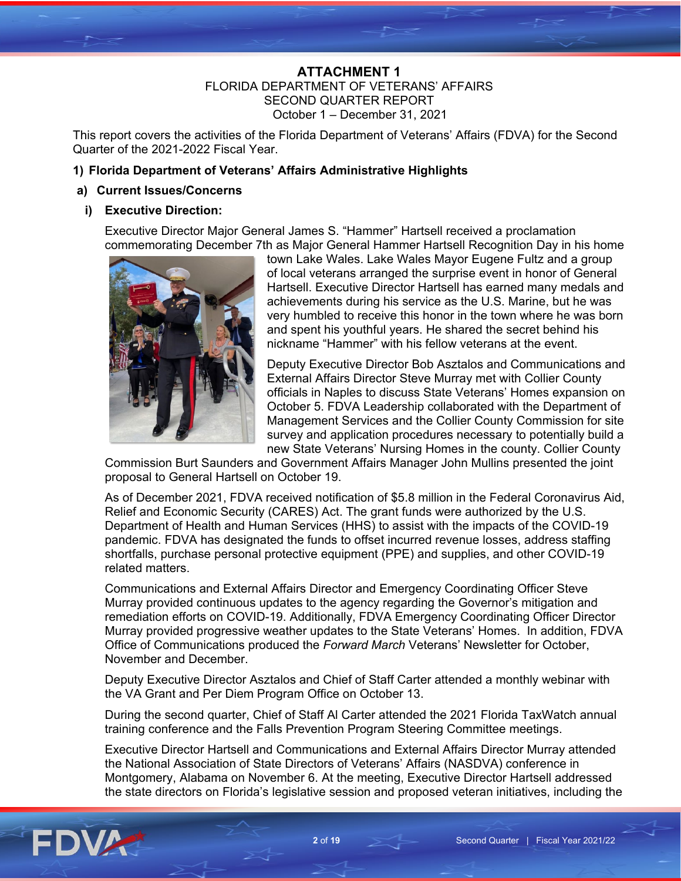# ATTACHMENT 1

FLORIDA DEPARTMENT OF VETERANS' AFFAIRS
SECOND QUARTER REPORT
October 1 – December 31, 2021

This report covers the activities of the Florida Department of Veterans' Affairs (FDVA) for the Second Quarter of the 2021-2022 Fiscal Year.

## 1) Florida Department of Veterans' Affairs Administrative Highlights

### a) Current Issues/Concerns

#### i) Executive Direction:

Executive Director Major General James S. "Hammer" Hartsell received a proclamation commemorating December 7th as Major General Hammer Hartsell Recognition Day in his home town Lake Wales. Lake Wales Mayor Eugene Fultz and a group of local veterans arranged the surprise event in honor of General Hartsell. Executive Director Hartsell has earned many medals and achievements during his service as the U.S. Marine, but he was very humbled to receive this honor in the town where he was born and spent his youthful years. He shared the secret behind his nickname "Hammer" with his fellow veterans at the event.

Deputy Executive Director Bob Asztalos and Communications and External Affairs Director Steve Murray met with Collier County officials in Naples to discuss State Veterans' Homes expansion on October 5. FDVA Leadership collaborated with the Department of Management Services and the Collier County Commission for site survey and application procedures necessary to potentially build a new State Veterans' Nursing Homes in the county. Collier County Commission Burt Saunders and Government Affairs Manager John Mullins presented the joint proposal to General Hartsell on October 19.

As of December 2021, FDVA received notification of $5.8 million in the Federal Coronavirus Aid, Relief and Economic Security (CARES) Act. The grant funds were authorized by the U.S. Department of Health and Human Services (HHS) to assist with the impacts of the COVID-19 pandemic. FDVA has designated the funds to offset incurred revenue losses, address staffing shortfalls, purchase personal protective equipment (PPE) and supplies, and other COVID-19 related matters.

Communications and External Affairs Director and Emergency Coordinating Officer Steve Murray provided continuous updates to the agency regarding the Governor's mitigation and remediation efforts on COVID-19. Additionally, FDVA Emergency Coordinating Officer Director Murray provided progressive weather updates to the State Veterans' Homes. In addition, FDVA Office of Communications produced the *Forward March* Veterans' Newsletter for October, November and December.

Deputy Executive Director Asztalos and Chief of Staff Carter attended a monthly webinar with the VA Grant and Per Diem Program Office on October 13.

During the second quarter, Chief of Staff Al Carter attended the 2021 Florida TaxWatch annual training conference and the Falls Prevention Program Steering Committee meetings.

Executive Director Hartsell and Communications and External Affairs Director Murray attended the National Association of State Directors of Veterans' Affairs (NASDVA) conference in Montgomery, Alabama on November 6. At the meeting, Executive Director Hartsell addressed the state directors on Florida's legislative session and proposed veteran initiatives, including the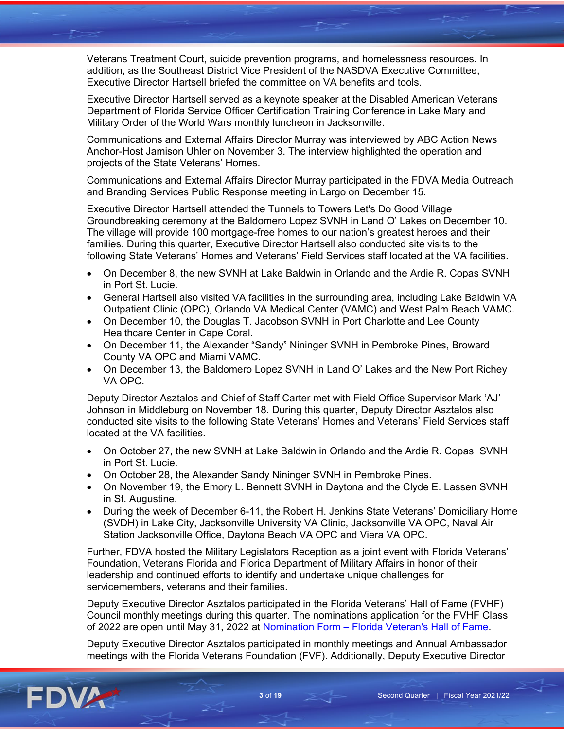Veterans Treatment Court, suicide prevention programs, and homelessness resources. In addition, as the Southeast District Vice President of the NASDVA Executive Committee, Executive Director Hartsell briefed the committee on VA benefits and tools.

Executive Director Hartsell served as a keynote speaker at the Disabled American Veterans Department of Florida Service Officer Certification Training Conference in Lake Mary and Military Order of the World Wars monthly luncheon in Jacksonville.

Communications and External Affairs Director Murray was interviewed by ABC Action News Anchor-Host Jamison Uhler on November 3. The interview highlighted the operation and projects of the State Veterans' Homes.

Communications and External Affairs Director Murray participated in the FDVA Media Outreach and Branding Services Public Response meeting in Largo on December 15.

Executive Director Hartsell attended the Tunnels to Towers Let's Do Good Village Groundbreaking ceremony at the Baldomero Lopez SVNH in Land O' Lakes on December 10. The village will provide 100 mortgage-free homes to our nation's greatest heroes and their families. During this quarter, Executive Director Hartsell also conducted site visits to the following State Veterans' Homes and Veterans' Field Services staff located at the VA facilities.

- On December 8, the new SVNH at Lake Baldwin in Orlando and the Ardie R. Copas SVNH in Port St. Lucie.
- General Hartsell also visited VA facilities in the surrounding area, including Lake Baldwin VA Outpatient Clinic (OPC), Orlando VA Medical Center (VAMC) and West Palm Beach VAMC.
- On December 10, the Douglas T. Jacobson SVNH in Port Charlotte and Lee County Healthcare Center in Cape Coral.
- On December 11, the Alexander "Sandy" Nininger SVNH in Pembroke Pines, Broward County VA OPC and Miami VAMC.
- On December 13, the Baldomero Lopez SVNH in Land O' Lakes and the New Port Richey VA OPC.

Deputy Director Asztalos and Chief of Staff Carter met with Field Office Supervisor Mark 'AJ' Johnson in Middleburg on November 18. During this quarter, Deputy Director Asztalos also conducted site visits to the following State Veterans' Homes and Veterans' Field Services staff located at the VA facilities.

- On October 27, the new SVNH at Lake Baldwin in Orlando and the Ardie R. Copas SVNH in Port St. Lucie.
- On October 28, the Alexander Sandy Nininger SVNH in Pembroke Pines.
- On November 19, the Emory L. Bennett SVNH in Daytona and the Clyde E. Lassen SVNH in St. Augustine.
- During the week of December 6-11, the Robert H. Jenkins State Veterans' Domiciliary Home (SVDH) in Lake City, Jacksonville University VA Clinic, Jacksonville VA OPC, Naval Air Station Jacksonville Office, Daytona Beach VA OPC and Viera VA OPC.

Further, FDVA hosted the Military Legislators Reception as a joint event with Florida Veterans' Foundation, Veterans Florida and Florida Department of Military Affairs in honor of their leadership and continued efforts to identify and undertake unique challenges for servicemembers, veterans and their families.

Deputy Executive Director Asztalos participated in the Florida Veterans' Hall of Fame (FVHF) Council monthly meetings during this quarter. The nominations application for the FVHF Class of 2022 are open until May 31, 2022 at [Nomination Form – Florida Veteran's Hall of Fame](#).

Deputy Executive Director Asztalos participated in monthly meetings and Annual Ambassador meetings with the Florida Veterans Foundation (FVF). Additionally, Deputy Executive Director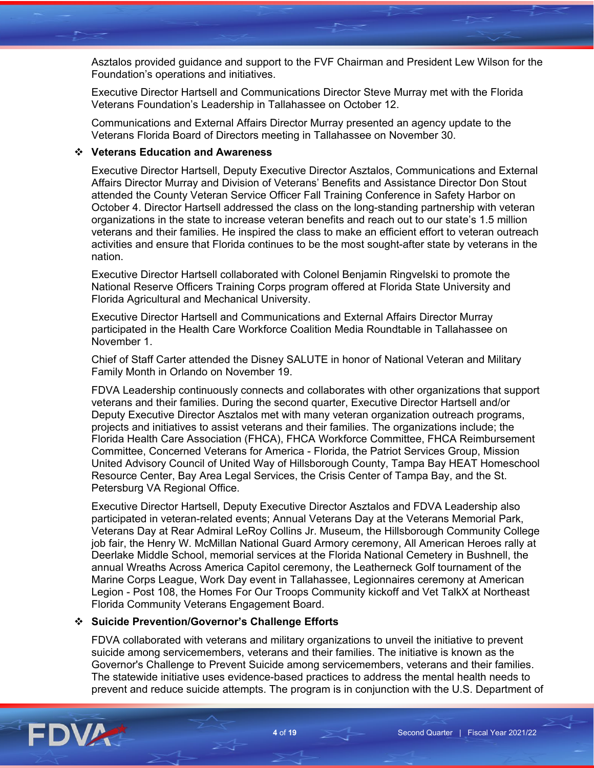Asztalos provided guidance and support to the FVF Chairman and President Lew Wilson for the Foundation's operations and initiatives.

Executive Director Hartsell and Communications Director Steve Murray met with the Florida Veterans Foundation's Leadership in Tallahassee on October 12.

Communications and External Affairs Director Murray presented an agency update to the Veterans Florida Board of Directors meeting in Tallahassee on November 30.

- **Veterans Education and Awareness**

Executive Director Hartsell, Deputy Executive Director Asztalos, Communications and External Affairs Director Murray and Division of Veterans' Benefits and Assistance Director Don Stout attended the County Veteran Service Officer Fall Training Conference in Safety Harbor on October 4. Director Hartsell addressed the class on the long-standing partnership with veteran organizations in the state to increase veteran benefits and reach out to our state's 1.5 million veterans and their families. He inspired the class to make an efficient effort to veteran outreach activities and ensure that Florida continues to be the most sought-after state by veterans in the nation.

Executive Director Hartsell collaborated with Colonel Benjamin Ringvelski to promote the National Reserve Officers Training Corps program offered at Florida State University and Florida Agricultural and Mechanical University.

Executive Director Hartsell and Communications and External Affairs Director Murray participated in the Health Care Workforce Coalition Media Roundtable in Tallahassee on November 1.

Chief of Staff Carter attended the Disney SALUTE in honor of National Veteran and Military Family Month in Orlando on November 19.

FDVA Leadership continuously connects and collaborates with other organizations that support veterans and their families. During the second quarter, Executive Director Hartsell and/or Deputy Executive Director Asztalos met with many veteran organization outreach programs, projects and initiatives to assist veterans and their families. The organizations include; the Florida Health Care Association (FHCA), FHCA Workforce Committee, FHCA Reimbursement Committee, Concerned Veterans for America - Florida, the Patriot Services Group, Mission United Advisory Council of United Way of Hillsborough County, Tampa Bay HEAT Homeschool Resource Center, Bay Area Legal Services, the Crisis Center of Tampa Bay, and the St. Petersburg VA Regional Office.

Executive Director Hartsell, Deputy Executive Director Asztalos and FDVA Leadership also participated in veteran-related events; Annual Veterans Day at the Veterans Memorial Park, Veterans Day at Rear Admiral LeRoy Collins Jr. Museum, the Hillsborough Community College job fair, the Henry W. McMillan National Guard Armory ceremony, All American Heroes rally at Deerlake Middle School, memorial services at the Florida National Cemetery in Bushnell, the annual Wreaths Across America Capitol ceremony, the Leatherneck Golf tournament of the Marine Corps League, Work Day event in Tallahassee, Legionnaires ceremony at American Legion - Post 108, the Homes For Our Troops Community kickoff and Vet TalkX at Northeast Florida Community Veterans Engagement Board.

- **Suicide Prevention/Governor's Challenge Efforts**

FDVA collaborated with veterans and military organizations to unveil the initiative to prevent suicide among servicemembers, veterans and their families. The initiative is known as the Governor's Challenge to Prevent Suicide among servicemembers, veterans and their families. The statewide initiative uses evidence-based practices to address the mental health needs to prevent and reduce suicide attempts. The program is in conjunction with the U.S. Department of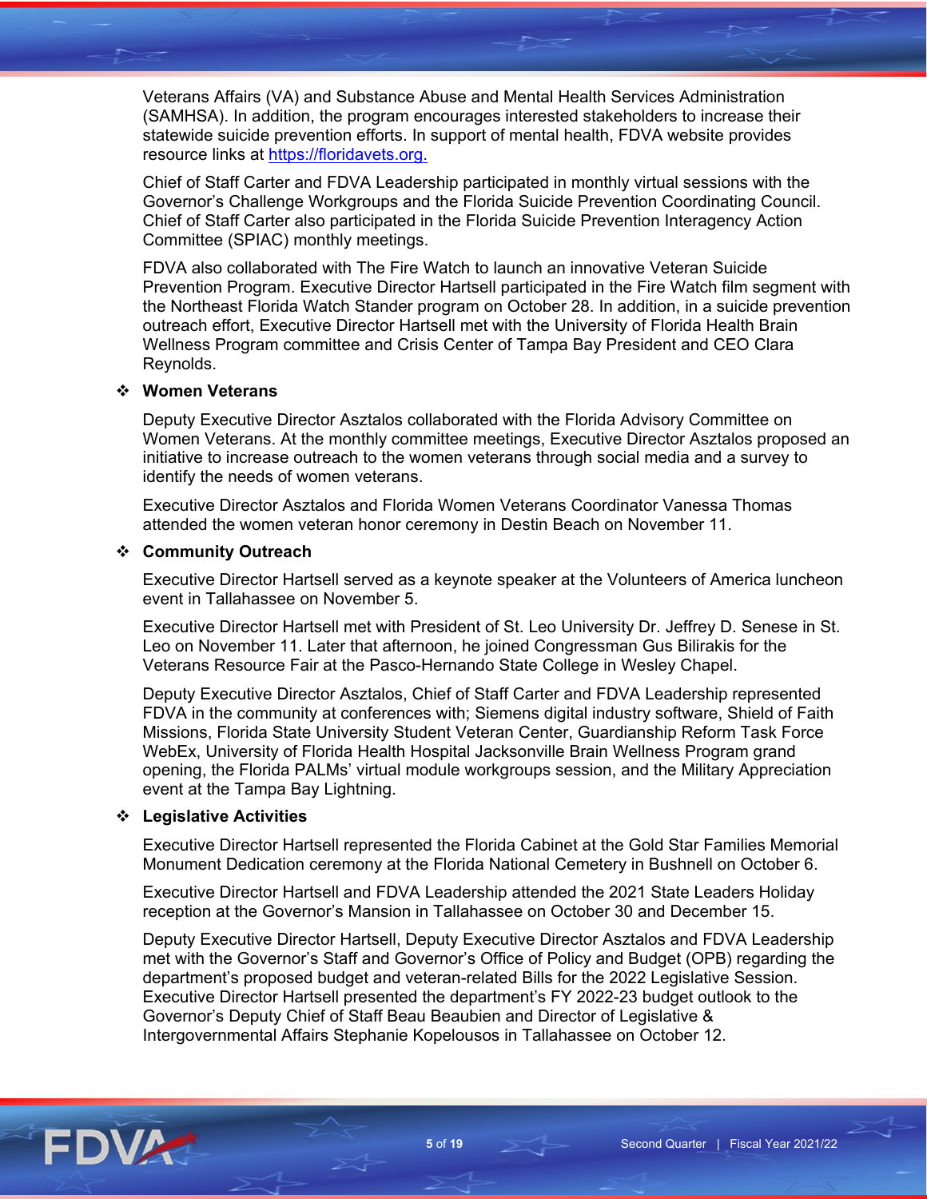Veterans Affairs (VA) and Substance Abuse and Mental Health Services Administration (SAMHSA). In addition, the program encourages interested stakeholders to increase their statewide suicide prevention efforts. In support of mental health, FDVA website provides resource links at [https://floridavets.org.](https://floridavets.org)

Chief of Staff Carter and FDVA Leadership participated in monthly virtual sessions with the Governor's Challenge Workgroups and the Florida Suicide Prevention Coordinating Council. Chief of Staff Carter also participated in the Florida Suicide Prevention Interagency Action Committee (SPIAC) monthly meetings.

FDVA also collaborated with The Fire Watch to launch an innovative Veteran Suicide Prevention Program. Executive Director Hartsell participated in the Fire Watch film segment with the Northeast Florida Watch Stander program on October 28. In addition, in a suicide prevention outreach effort, Executive Director Hartsell met with the University of Florida Health Brain Wellness Program committee and Crisis Center of Tampa Bay President and CEO Clara Reynolds.

- **Women Veterans**

Deputy Executive Director Asztalos collaborated with the Florida Advisory Committee on Women Veterans. At the monthly committee meetings, Executive Director Asztalos proposed an initiative to increase outreach to the women veterans through social media and a survey to identify the needs of women veterans.

Executive Director Asztalos and Florida Women Veterans Coordinator Vanessa Thomas attended the women veteran honor ceremony in Destin Beach on November 11.

- **Community Outreach**

Executive Director Hartsell served as a keynote speaker at the Volunteers of America luncheon event in Tallahassee on November 5.

Executive Director Hartsell met with President of St. Leo University Dr. Jeffrey D. Senese in St. Leo on November 11. Later that afternoon, he joined Congressman Gus Bilirakis for the Veterans Resource Fair at the Pasco-Hernando State College in Wesley Chapel.

Deputy Executive Director Asztalos, Chief of Staff Carter and FDVA Leadership represented FDVA in the community at conferences with; Siemens digital industry software, Shield of Faith Missions, Florida State University Student Veteran Center, Guardianship Reform Task Force WebEx, University of Florida Health Hospital Jacksonville Brain Wellness Program grand opening, the Florida PALMs' virtual module workgroups session, and the Military Appreciation event at the Tampa Bay Lightning.

- **Legislative Activities**

Executive Director Hartsell represented the Florida Cabinet at the Gold Star Families Memorial Monument Dedication ceremony at the Florida National Cemetery in Bushnell on October 6.

Executive Director Hartsell and FDVA Leadership attended the 2021 State Leaders Holiday reception at the Governor's Mansion in Tallahassee on October 30 and December 15.

Deputy Executive Director Hartsell, Deputy Executive Director Asztalos and FDVA Leadership met with the Governor's Staff and Governor's Office of Policy and Budget (OPB) regarding the department's proposed budget and veteran-related Bills for the 2022 Legislative Session. Executive Director Hartsell presented the department's FY 2022-23 budget outlook to the Governor's Deputy Chief of Staff Beau Beaubien and Director of Legislative & Intergovernmental Affairs Stephanie Kopelousos in Tallahassee on October 12.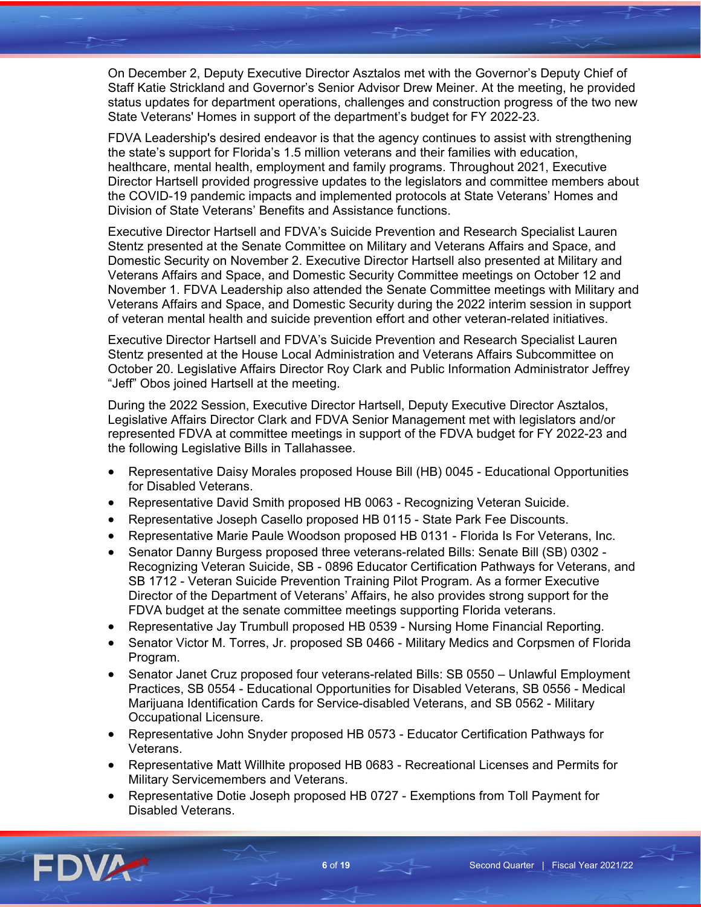On December 2, Deputy Executive Director Asztalos met with the Governor's Deputy Chief of Staff Katie Strickland and Governor's Senior Advisor Drew Meiner. At the meeting, he provided status updates for department operations, challenges and construction progress of the two new State Veterans' Homes in support of the department's budget for FY 2022-23.

FDVA Leadership's desired endeavor is that the agency continues to assist with strengthening the state's support for Florida's 1.5 million veterans and their families with education, healthcare, mental health, employment and family programs. Throughout 2021, Executive Director Hartsell provided progressive updates to the legislators and committee members about the COVID-19 pandemic impacts and implemented protocols at State Veterans' Homes and Division of State Veterans' Benefits and Assistance functions.

Executive Director Hartsell and FDVA's Suicide Prevention and Research Specialist Lauren Stentz presented at the Senate Committee on Military and Veterans Affairs and Space, and Domestic Security on November 2. Executive Director Hartsell also presented at Military and Veterans Affairs and Space, and Domestic Security Committee meetings on October 12 and November 1. FDVA Leadership also attended the Senate Committee meetings with Military and Veterans Affairs and Space, and Domestic Security during the 2022 interim session in support of veteran mental health and suicide prevention effort and other veteran-related initiatives.

Executive Director Hartsell and FDVA's Suicide Prevention and Research Specialist Lauren Stentz presented at the House Local Administration and Veterans Affairs Subcommittee on October 20. Legislative Affairs Director Roy Clark and Public Information Administrator Jeffrey "Jeff" Obos joined Hartsell at the meeting.

During the 2022 Session, Executive Director Hartsell, Deputy Executive Director Asztalos, Legislative Affairs Director Clark and FDVA Senior Management met with legislators and/or represented FDVA at committee meetings in support of the FDVA budget for FY 2022-23 and the following Legislative Bills in Tallahassee.

- Representative Daisy Morales proposed House Bill (HB) 0045 - Educational Opportunities for Disabled Veterans.
- Representative David Smith proposed HB 0063 - Recognizing Veteran Suicide.
- Representative Joseph Casello proposed HB 0115 - State Park Fee Discounts.
- Representative Marie Paule Woodson proposed HB 0131 - Florida Is For Veterans, Inc.
- Senator Danny Burgess proposed three veterans-related Bills: Senate Bill (SB) 0302 - Recognizing Veteran Suicide, SB - 0896 Educator Certification Pathways for Veterans, and SB 1712 - Veteran Suicide Prevention Training Pilot Program. As a former Executive Director of the Department of Veterans' Affairs, he also provides strong support for the FDVA budget at the senate committee meetings supporting Florida veterans.
- Representative Jay Trumbull proposed HB 0539 - Nursing Home Financial Reporting.
- Senator Victor M. Torres, Jr. proposed SB 0466 - Military Medics and Corpsmen of Florida Program.
- Senator Janet Cruz proposed four veterans-related Bills: SB 0550 – Unlawful Employment Practices, SB 0554 - Educational Opportunities for Disabled Veterans, SB 0556 - Medical Marijuana Identification Cards for Service-disabled Veterans, and SB 0562 - Military Occupational Licensure.
- Representative John Snyder proposed HB 0573 - Educator Certification Pathways for Veterans.
- Representative Matt Willhite proposed HB 0683 - Recreational Licenses and Permits for Military Servicemembers and Veterans.
- Representative Dotie Joseph proposed HB 0727 - Exemptions from Toll Payment for Disabled Veterans.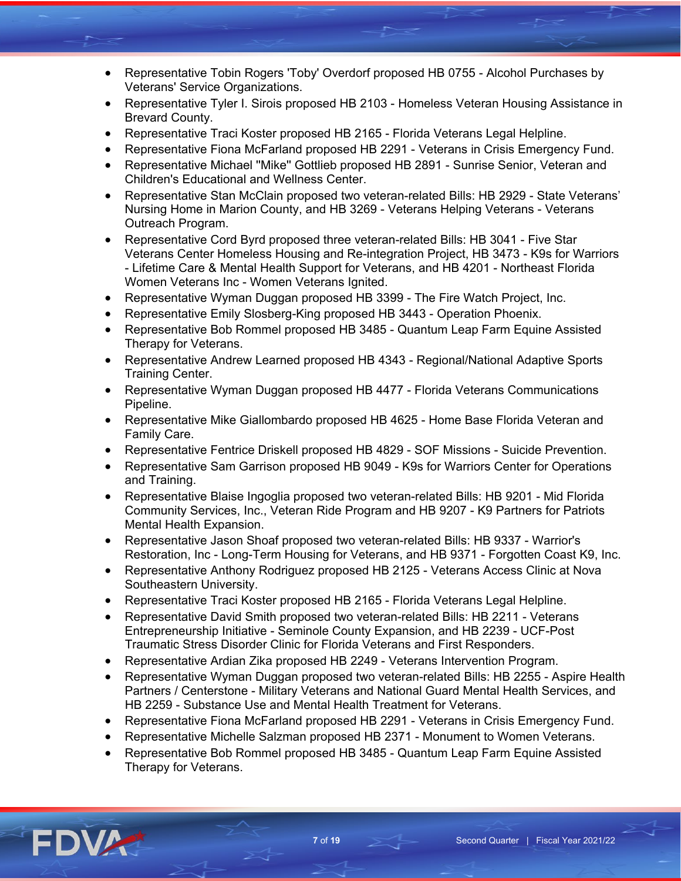- Representative Tobin Rogers 'Toby' Overdorf proposed HB 0755 - Alcohol Purchases by Veterans' Service Organizations.
- Representative Tyler I. Sirois proposed HB 2103 - Homeless Veteran Housing Assistance in Brevard County.
- Representative Traci Koster proposed HB 2165 - Florida Veterans Legal Helpline.
- Representative Fiona McFarland proposed HB 2291 - Veterans in Crisis Emergency Fund.
- Representative Michael "Mike" Gottlieb proposed HB 2891 - Sunrise Senior, Veteran and Children's Educational and Wellness Center.
- Representative Stan McClain proposed two veteran-related Bills: HB 2929 - State Veterans' Nursing Home in Marion County, and HB 3269 - Veterans Helping Veterans - Veterans Outreach Program.
- Representative Cord Byrd proposed three veteran-related Bills: HB 3041 - Five Star Veterans Center Homeless Housing and Re-integration Project, HB 3473 - K9s for Warriors - Lifetime Care & Mental Health Support for Veterans, and HB 4201 - Northeast Florida Women Veterans Inc - Women Veterans Ignited.
- Representative Wyman Duggan proposed HB 3399 - The Fire Watch Project, Inc.
- Representative Emily Slosberg-King proposed HB 3443 - Operation Phoenix.
- Representative Bob Rommel proposed HB 3485 - Quantum Leap Farm Equine Assisted Therapy for Veterans.
- Representative Andrew Learned proposed HB 4343 - Regional/National Adaptive Sports Training Center.
- Representative Wyman Duggan proposed HB 4477 - Florida Veterans Communications Pipeline.
- Representative Mike Giallombardo proposed HB 4625 - Home Base Florida Veteran and Family Care.
- Representative Fentrice Driskell proposed HB 4829 - SOF Missions - Suicide Prevention.
- Representative Sam Garrison proposed HB 9049 - K9s for Warriors Center for Operations and Training.
- Representative Blaise Ingoglia proposed two veteran-related Bills: HB 9201 - Mid Florida Community Services, Inc., Veteran Ride Program and HB 9207 - K9 Partners for Patriots Mental Health Expansion.
- Representative Jason Shoaf proposed two veteran-related Bills: HB 9337 - Warrior's Restoration, Inc - Long-Term Housing for Veterans, and HB 9371 - Forgotten Coast K9, Inc.
- Representative Anthony Rodriguez proposed HB 2125 - Veterans Access Clinic at Nova Southeastern University.
- Representative Traci Koster proposed HB 2165 - Florida Veterans Legal Helpline.
- Representative David Smith proposed two veteran-related Bills: HB 2211 - Veterans Entrepreneurship Initiative - Seminole County Expansion, and HB 2239 - UCF-Post Traumatic Stress Disorder Clinic for Florida Veterans and First Responders.
- Representative Ardian Zika proposed HB 2249 - Veterans Intervention Program.
- Representative Wyman Duggan proposed two veteran-related Bills: HB 2255 - Aspire Health Partners / Centerstone - Military Veterans and National Guard Mental Health Services, and HB 2259 - Substance Use and Mental Health Treatment for Veterans.
- Representative Fiona McFarland proposed HB 2291 - Veterans in Crisis Emergency Fund.
- Representative Michelle Salzman proposed HB 2371 - Monument to Women Veterans.
- Representative Bob Rommel proposed HB 3485 - Quantum Leap Farm Equine Assisted Therapy for Veterans.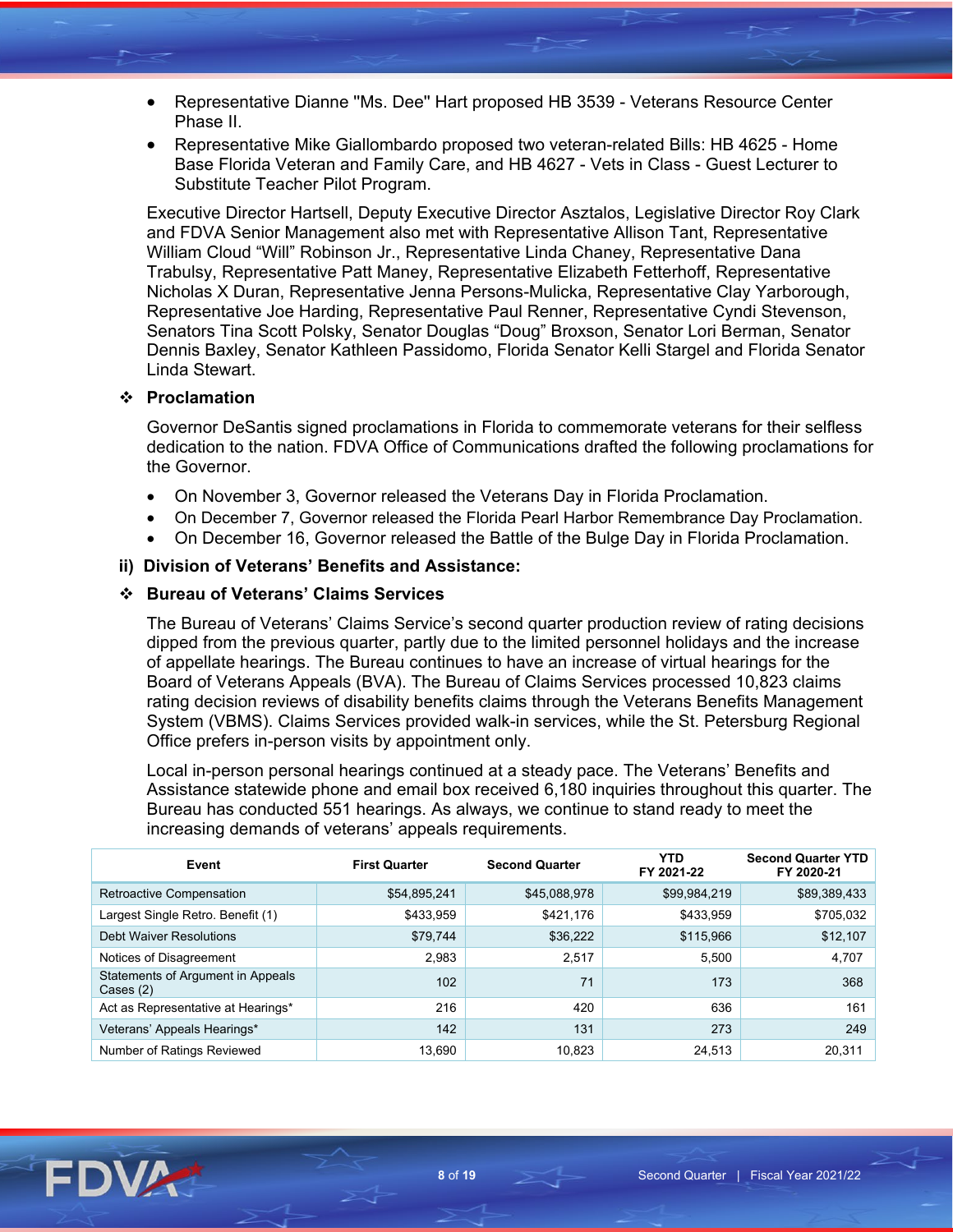- Representative Dianne "Ms. Dee" Hart proposed HB 3539 - Veterans Resource Center Phase II.
- Representative Mike Giallombardo proposed two veteran-related Bills: HB 4625 - Home Base Florida Veteran and Family Care, and HB 4627 - Vets in Class - Guest Lecturer to Substitute Teacher Pilot Program.

Executive Director Hartsell, Deputy Executive Director Asztalos, Legislative Director Roy Clark and FDVA Senior Management also met with Representative Allison Tant, Representative William Cloud "Will" Robinson Jr., Representative Linda Chaney, Representative Dana Trabulsy, Representative Patt Maney, Representative Elizabeth Fetterhoff, Representative Nicholas X Duran, Representative Jenna Persons-Mulicka, Representative Clay Yarborough, Representative Joe Harding, Representative Paul Renner, Representative Cyndi Stevenson, Senators Tina Scott Polsky, Senator Douglas "Doug" Broxson, Senator Lori Berman, Senator Dennis Baxley, Senator Kathleen Passidomo, Florida Senator Kelli Stargel and Florida Senator Linda Stewart.

### ❖ Proclamation

Governor DeSantis signed proclamations in Florida to commemorate veterans for their selfless dedication to the nation. FDVA Office of Communications drafted the following proclamations for the Governor.

- On November 3, Governor released the Veterans Day in Florida Proclamation.
- On December 7, Governor released the Florida Pearl Harbor Remembrance Day Proclamation.
- On December 16, Governor released the Battle of the Bulge Day in Florida Proclamation.

## ii) Division of Veterans' Benefits and Assistance:

### ❖ Bureau of Veterans' Claims Services

The Bureau of Veterans' Claims Service's second quarter production review of rating decisions dipped from the previous quarter, partly due to the limited personnel holidays and the increase of appellate hearings. The Bureau continues to have an increase of virtual hearings for the Board of Veterans Appeals (BVA). The Bureau of Claims Services processed 10,823 claims rating decision reviews of disability benefits claims through the Veterans Benefits Management System (VBMS). Claims Services provided walk-in services, while the St. Petersburg Regional Office prefers in-person visits by appointment only.

Local in-person personal hearings continued at a steady pace. The Veterans' Benefits and Assistance statewide phone and email box received 6,180 inquiries throughout this quarter. The Bureau has conducted 551 hearings. As always, we continue to stand ready to meet the increasing demands of veterans' appeals requirements.

| Event | First Quarter | Second Quarter | YTD FY 2021-22 | Second Quarter YTD FY 2020-21 |
|---|---|---|---|---|
| Retroactive Compensation | $54,895,241 | $45,088,978 | $99,984,219 | $89,389,433 |
| Largest Single Retro. Benefit (1) | $433,959 | $421,176 | $433,959 | $705,032 |
| Debt Waiver Resolutions | $79,744 | $36,222 | $115,966 | $12,107 |
| Notices of Disagreement | 2,983 | 2,517 | 5,500 | 4,707 |
| Statements of Argument in Appeals Cases (2) | 102 | 71 | 173 | 368 |
| Act as Representative at Hearings* | 216 | 420 | 636 | 161 |
| Veterans' Appeals Hearings* | 142 | 131 | 273 | 249 |
| Number of Ratings Reviewed | 13,690 | 10,823 | 24,513 | 20,311 |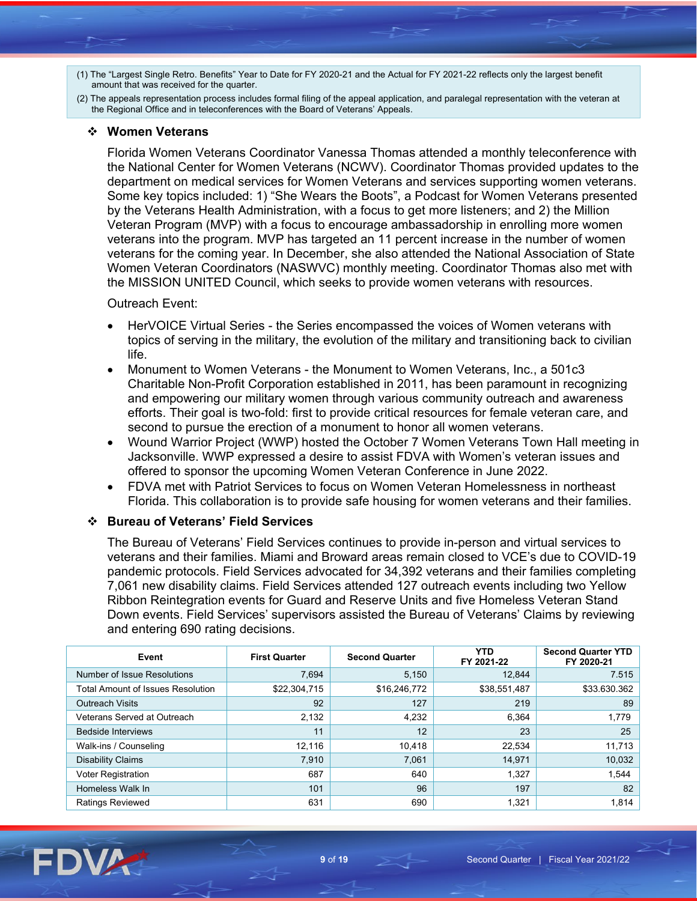(1) The "Largest Single Retro. Benefits" Year to Date for FY 2020-21 and the Actual for FY 2021-22 reflects only the largest benefit amount that was received for the quarter.

(2) The appeals representation process includes formal filing of the appeal application, and paralegal representation with the veteran at the Regional Office and in teleconferences with the Board of Veterans' Appeals.

### ❖ Women Veterans

Florida Women Veterans Coordinator Vanessa Thomas attended a monthly teleconference with the National Center for Women Veterans (NCWV). Coordinator Thomas provided updates to the department on medical services for Women Veterans and services supporting women veterans. Some key topics included: 1) "She Wears the Boots", a Podcast for Women Veterans presented by the Veterans Health Administration, with a focus to get more listeners; and 2) the Million Veteran Program (MVP) with a focus to encourage ambassadorship in enrolling more women veterans into the program. MVP has targeted an 11 percent increase in the number of women veterans for the coming year. In December, she also attended the National Association of State Women Veteran Coordinators (NASWVC) monthly meeting. Coordinator Thomas also met with the MISSION UNITED Council, which seeks to provide women veterans with resources.

Outreach Event:

- HerVOICE Virtual Series - the Series encompassed the voices of Women veterans with topics of serving in the military, the evolution of the military and transitioning back to civilian life.
- Monument to Women Veterans - the Monument to Women Veterans, Inc., a 501c3 Charitable Non-Profit Corporation established in 2011, has been paramount in recognizing and empowering our military women through various community outreach and awareness efforts. Their goal is two-fold: first to provide critical resources for female veteran care, and second to pursue the erection of a monument to honor all women veterans.
- Wound Warrior Project (WWP) hosted the October 7 Women Veterans Town Hall meeting in Jacksonville. WWP expressed a desire to assist FDVA with Women's veteran issues and offered to sponsor the upcoming Women Veteran Conference in June 2022.
- FDVA met with Patriot Services to focus on Women Veteran Homelessness in northeast Florida. This collaboration is to provide safe housing for women veterans and their families.

### ❖ Bureau of Veterans' Field Services

The Bureau of Veterans' Field Services continues to provide in-person and virtual services to veterans and their families. Miami and Broward areas remain closed to VCE's due to COVID-19 pandemic protocols. Field Services advocated for 34,392 veterans and their families completing 7,061 new disability claims. Field Services attended 127 outreach events including two Yellow Ribbon Reintegration events for Guard and Reserve Units and five Homeless Veteran Stand Down events. Field Services' supervisors assisted the Bureau of Veterans' Claims by reviewing and entering 690 rating decisions.

| Event | First Quarter | Second Quarter | YTD FY 2021-22 | Second Quarter YTD FY 2020-21 |
|---|---|---|---|---|
| Number of Issue Resolutions | 7,694 | 5,150 | 12,844 | 7.515 |
| Total Amount of Issues Resolution | $22,304,715 | $16,246,772 | $38,551,487 | $33.630.362 |
| Outreach Visits | 92 | 127 | 219 | 89 |
| Veterans Served at Outreach | 2,132 | 4,232 | 6,364 | 1,779 |
| Bedside Interviews | 11 | 12 | 23 | 25 |
| Walk-ins / Counseling | 12,116 | 10,418 | 22,534 | 11,713 |
| Disability Claims | 7,910 | 7,061 | 14,971 | 10,032 |
| Voter Registration | 687 | 640 | 1,327 | 1,544 |
| Homeless Walk In | 101 | 96 | 197 | 82 |
| Ratings Reviewed | 631 | 690 | 1,321 | 1,814 |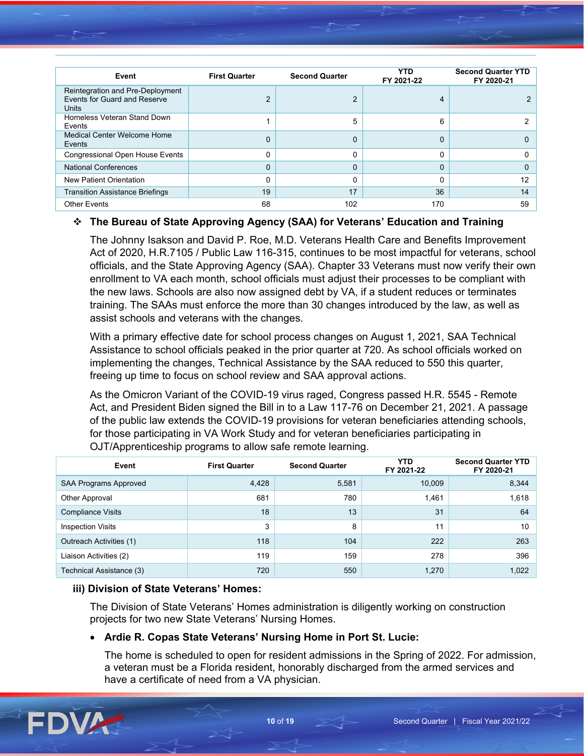| Event | First Quarter | Second Quarter | YTD FY 2021-22 | Second Quarter YTD FY 2020-21 |
|---|---|---|---|---|
| Reintegration and Pre-Deployment Events for Guard and Reserve Units | 2 | 2 | 4 | 2 |
| Homeless Veteran Stand Down Events | 1 | 5 | 6 | 2 |
| Medical Center Welcome Home Events | 0 | 0 | 0 | 0 |
| Congressional Open House Events | 0 | 0 | 0 | 0 |
| National Conferences | 0 | 0 | 0 | 0 |
| New Patient Orientation | 0 | 0 | 0 | 12 |
| Transition Assistance Briefings | 19 | 17 | 36 | 14 |
| Other Events | 68 | 102 | 170 | 59 |

❖ **The Bureau of State Approving Agency (SAA) for Veterans' Education and Training**

The Johnny Isakson and David P. Roe, M.D. Veterans Health Care and Benefits Improvement Act of 2020, H.R.7105 / Public Law 116-315, continues to be most impactful for veterans, school officials, and the State Approving Agency (SAA). Chapter 33 Veterans must now verify their own enrollment to VA each month, school officials must adjust their processes to be compliant with the new laws. Schools are also now assigned debt by VA, if a student reduces or terminates training. The SAAs must enforce the more than 30 changes introduced by the law, as well as assist schools and veterans with the changes.

With a primary effective date for school process changes on August 1, 2021, SAA Technical Assistance to school officials peaked in the prior quarter at 720. As school officials worked on implementing the changes, Technical Assistance by the SAA reduced to 550 this quarter, freeing up time to focus on school review and SAA approval actions.

As the Omicron Variant of the COVID-19 virus raged, Congress passed H.R. 5545 - Remote Act, and President Biden signed the Bill in to a Law 117-76 on December 21, 2021. A passage of the public law extends the COVID-19 provisions for veteran beneficiaries attending schools, for those participating in VA Work Study and for veteran beneficiaries participating in OJT/Apprenticeship programs to allow safe remote learning.

| Event | First Quarter | Second Quarter | YTD FY 2021-22 | Second Quarter YTD FY 2020-21 |
|---|---|---|---|---|
| SAA Programs Approved | 4,428 | 5,581 | 10,009 | 8,344 |
| Other Approval | 681 | 780 | 1,461 | 1,618 |
| Compliance Visits | 18 | 13 | 31 | 64 |
| Inspection Visits | 3 | 8 | 11 | 10 |
| Outreach Activities (1) | 118 | 104 | 222 | 263 |
| Liaison Activities (2) | 119 | 159 | 278 | 396 |
| Technical Assistance (3) | 720 | 550 | 1,270 | 1,022 |

**iii) Division of State Veterans' Homes:**

The Division of State Veterans' Homes administration is diligently working on construction projects for two new State Veterans' Nursing Homes.

- **Ardie R. Copas State Veterans' Nursing Home in Port St. Lucie:**

  The home is scheduled to open for resident admissions in the Spring of 2022. For admission, a veteran must be a Florida resident, honorably discharged from the armed services and have a certificate of need from a VA physician.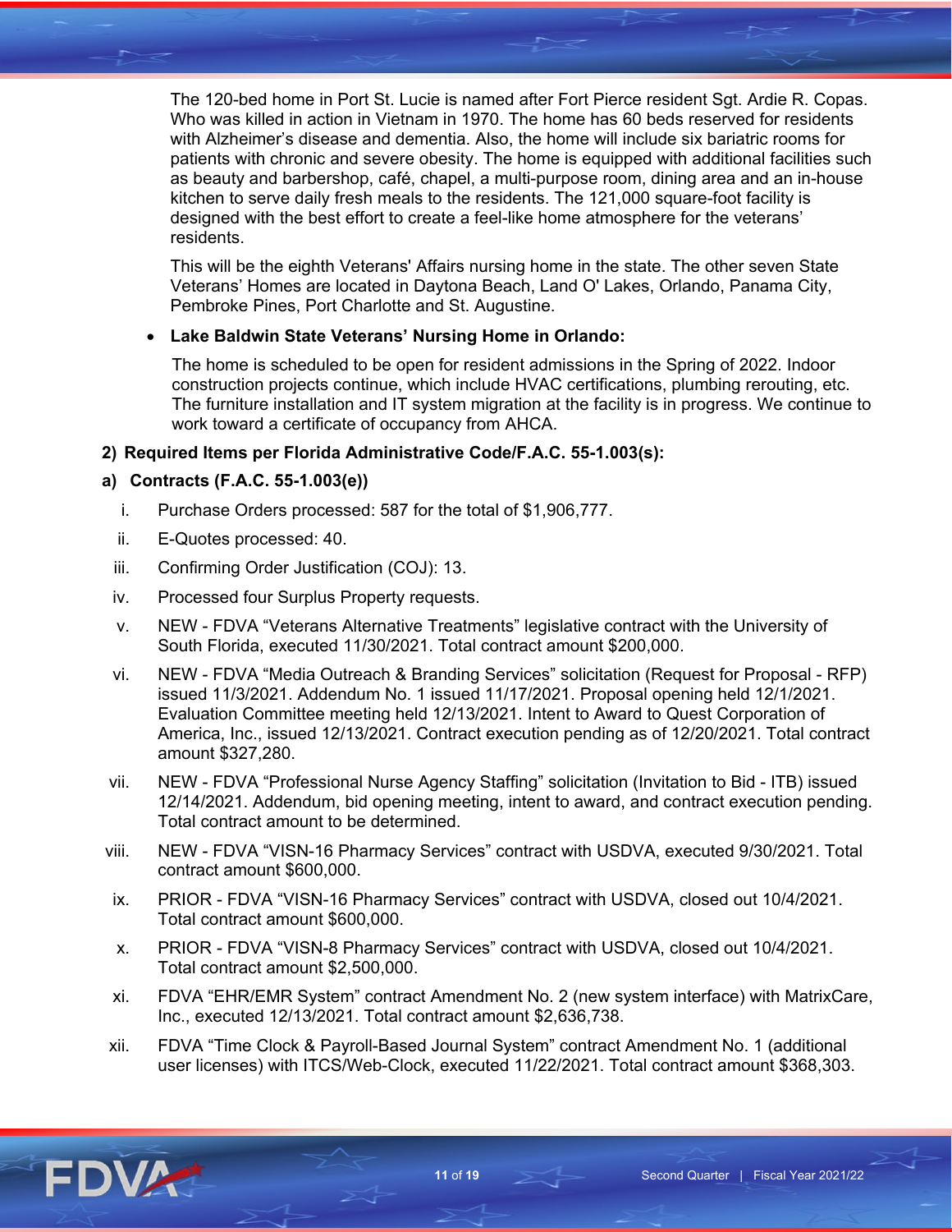The 120-bed home in Port St. Lucie is named after Fort Pierce resident Sgt. Ardie R. Copas. Who was killed in action in Vietnam in 1970. The home has 60 beds reserved for residents with Alzheimer's disease and dementia. Also, the home will include six bariatric rooms for patients with chronic and severe obesity. The home is equipped with additional facilities such as beauty and barbershop, café, chapel, a multi-purpose room, dining area and an in-house kitchen to serve daily fresh meals to the residents. The 121,000 square-foot facility is designed with the best effort to create a feel-like home atmosphere for the veterans' residents.

This will be the eighth Veterans' Affairs nursing home in the state. The other seven State Veterans' Homes are located in Daytona Beach, Land O' Lakes, Orlando, Panama City, Pembroke Pines, Port Charlotte and St. Augustine.

- **Lake Baldwin State Veterans' Nursing Home in Orlando:**

  The home is scheduled to be open for resident admissions in the Spring of 2022. Indoor construction projects continue, which include HVAC certifications, plumbing rerouting, etc. The furniture installation and IT system migration at the facility is in progress. We continue to work toward a certificate of occupancy from AHCA.

**2) Required Items per Florida Administrative Code/F.A.C. 55-1.003(s):**

**a) Contracts (F.A.C. 55-1.003(e))**

i. Purchase Orders processed: 587 for the total of $1,906,777.

ii. E-Quotes processed: 40.

iii. Confirming Order Justification (COJ): 13.

iv. Processed four Surplus Property requests.

v. NEW - FDVA "Veterans Alternative Treatments" legislative contract with the University of South Florida, executed 11/30/2021. Total contract amount $200,000.

vi. NEW - FDVA "Media Outreach & Branding Services" solicitation (Request for Proposal - RFP) issued 11/3/2021. Addendum No. 1 issued 11/17/2021. Proposal opening held 12/1/2021. Evaluation Committee meeting held 12/13/2021. Intent to Award to Quest Corporation of America, Inc., issued 12/13/2021. Contract execution pending as of 12/20/2021. Total contract amount $327,280.

vii. NEW - FDVA "Professional Nurse Agency Staffing" solicitation (Invitation to Bid - ITB) issued 12/14/2021. Addendum, bid opening meeting, intent to award, and contract execution pending. Total contract amount to be determined.

viii. NEW - FDVA "VISN-16 Pharmacy Services" contract with USDVA, executed 9/30/2021. Total contract amount $600,000.

ix. PRIOR - FDVA "VISN-16 Pharmacy Services" contract with USDVA, closed out 10/4/2021. Total contract amount $600,000.

x. PRIOR - FDVA "VISN-8 Pharmacy Services" contract with USDVA, closed out 10/4/2021. Total contract amount $2,500,000.

xi. FDVA "EHR/EMR System" contract Amendment No. 2 (new system interface) with MatrixCare, Inc., executed 12/13/2021. Total contract amount $2,636,738.

xii. FDVA "Time Clock & Payroll-Based Journal System" contract Amendment No. 1 (additional user licenses) with ITCS/Web-Clock, executed 11/22/2021. Total contract amount $368,303.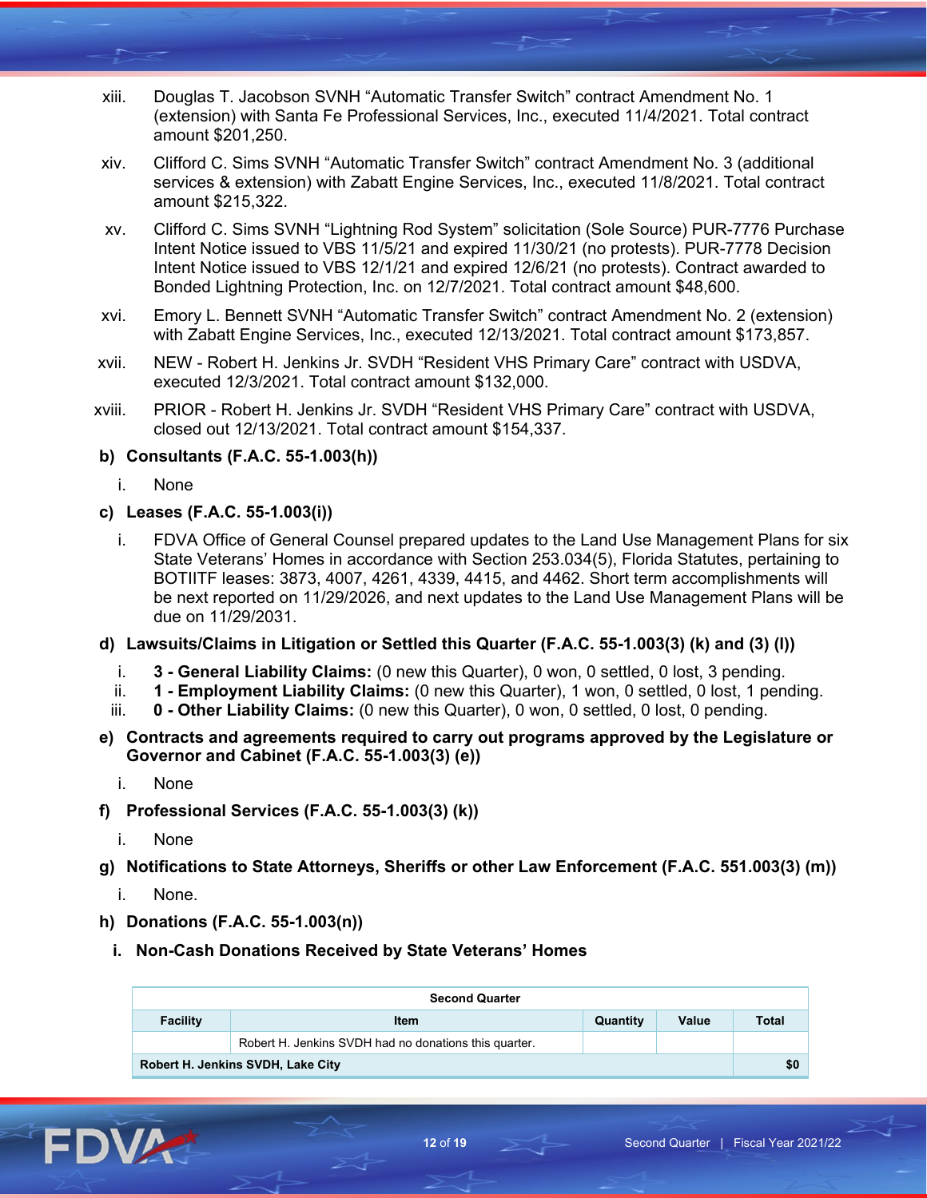xiii. Douglas T. Jacobson SVNH "Automatic Transfer Switch" contract Amendment No. 1 (extension) with Santa Fe Professional Services, Inc., executed 11/4/2021. Total contract amount $201,250.

xiv. Clifford C. Sims SVNH "Automatic Transfer Switch" contract Amendment No. 3 (additional services & extension) with Zabatt Engine Services, Inc., executed 11/8/2021. Total contract amount $215,322.

xv. Clifford C. Sims SVNH "Lightning Rod System" solicitation (Sole Source) PUR-7776 Purchase Intent Notice issued to VBS 11/5/21 and expired 11/30/21 (no protests). PUR-7778 Decision Intent Notice issued to VBS 12/1/21 and expired 12/6/21 (no protests). Contract awarded to Bonded Lightning Protection, Inc. on 12/7/2021. Total contract amount $48,600.

xvi. Emory L. Bennett SVNH "Automatic Transfer Switch" contract Amendment No. 2 (extension) with Zabatt Engine Services, Inc., executed 12/13/2021. Total contract amount $173,857.

xvii. NEW - Robert H. Jenkins Jr. SVDH "Resident VHS Primary Care" contract with USDVA, executed 12/3/2021. Total contract amount $132,000.

xviii. PRIOR - Robert H. Jenkins Jr. SVDH "Resident VHS Primary Care" contract with USDVA, closed out 12/13/2021. Total contract amount $154,337.

**b) Consultants (F.A.C. 55-1.003(h))**

i. None

**c) Leases (F.A.C. 55-1.003(i))**

i. FDVA Office of General Counsel prepared updates to the Land Use Management Plans for six State Veterans' Homes in accordance with Section 253.034(5), Florida Statutes, pertaining to BOTIITF leases: 3873, 4007, 4261, 4339, 4415, and 4462. Short term accomplishments will be next reported on 11/29/2026, and next updates to the Land Use Management Plans will be due on 11/29/2031.

**d) Lawsuits/Claims in Litigation or Settled this Quarter (F.A.C. 55-1.003(3) (k) and (3) (l))**

i. **3 - General Liability Claims:** (0 new this Quarter), 0 won, 0 settled, 0 lost, 3 pending.
ii. **1 - Employment Liability Claims:** (0 new this Quarter), 1 won, 0 settled, 0 lost, 1 pending.
iii. **0 - Other Liability Claims:** (0 new this Quarter), 0 won, 0 settled, 0 lost, 0 pending.

**e) Contracts and agreements required to carry out programs approved by the Legislature or Governor and Cabinet (F.A.C. 55-1.003(3) (e))**

i. None

**f) Professional Services (F.A.C. 55-1.003(3) (k))**

i. None

**g) Notifications to State Attorneys, Sheriffs or other Law Enforcement (F.A.C. 551.003(3) (m))**

i. None.

**h) Donations (F.A.C. 55-1.003(n))**

**i. Non-Cash Donations Received by State Veterans' Homes**

| Second Quarter | | | | |
|---|---|---|---|---|
| **Facility** | **Item** | **Quantity** | **Value** | **Total** |
| | Robert H. Jenkins SVDH had no donations this quarter. | | | |
| **Robert H. Jenkins SVDH, Lake City** | | | | **$0** |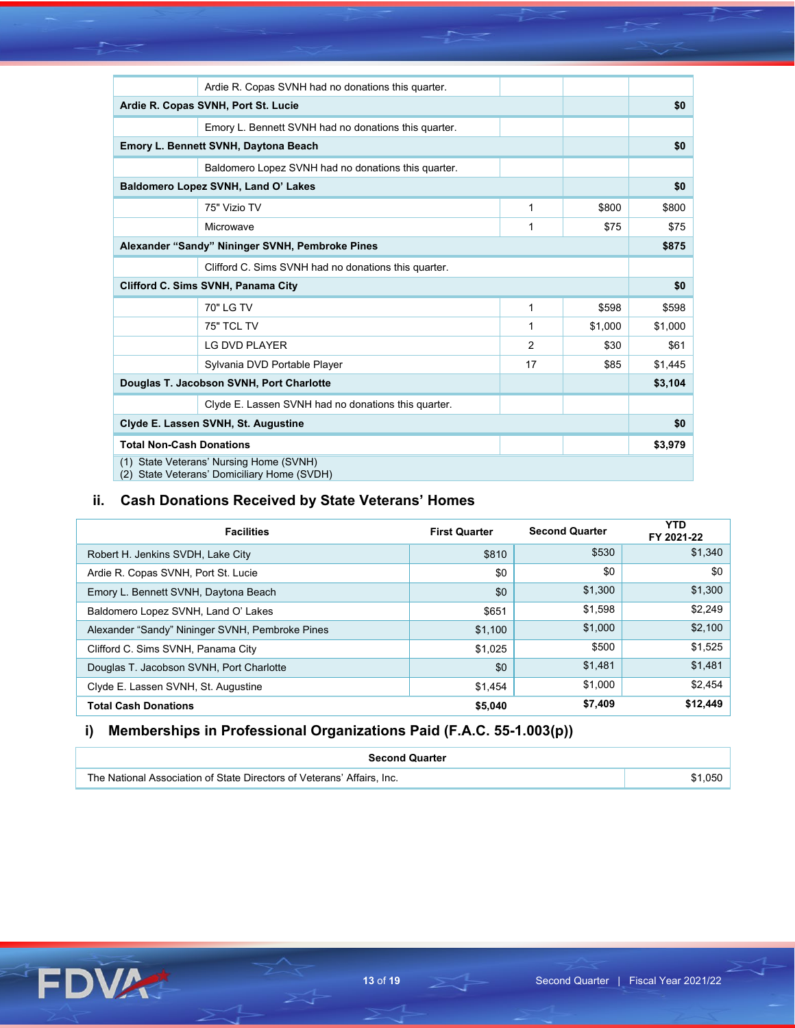| | | | | |
|---|---|---|---|---|
| | Ardie R. Copas SVNH had no donations this quarter. | | | |
| **Ardie R. Copas SVNH, Port St. Lucie** | | | | **$0** |
| | Emory L. Bennett SVNH had no donations this quarter. | | | |
| **Emory L. Bennett SVNH, Daytona Beach** | | | | **$0** |
| | Baldomero Lopez SVNH had no donations this quarter. | | | |
| **Baldomero Lopez SVNH, Land O' Lakes** | | | | **$0** |
| | 75" Vizio TV | 1 | $800 | $800 |
| | Microwave | 1 | $75 | $75 |
| **Alexander "Sandy" Nininger SVNH, Pembroke Pines** | | | | **$875** |
| | Clifford C. Sims SVNH had no donations this quarter. | | | |
| **Clifford C. Sims SVNH, Panama City** | | | | **$0** |
| | 70" LG TV | 1 | $598 | $598 |
| | 75" TCL TV | 1 | $1,000 | $1,000 |
| | LG DVD PLAYER | 2 | $30 | $61 |
| | Sylvania DVD Portable Player | 17 | $85 | $1,445 |
| **Douglas T. Jacobson SVNH, Port Charlotte** | | | | **$3,104** |
| | Clyde E. Lassen SVNH had no donations this quarter. | | | |
| **Clyde E. Lassen SVNH, St. Augustine** | | | | **$0** |
| **Total Non-Cash Donations** | | | | **$3,979** |

(1) State Veterans' Nursing Home (SVNH)
(2) State Veterans' Domiciliary Home (SVDH)

## ii. Cash Donations Received by State Veterans' Homes

| Facilities | First Quarter | Second Quarter | YTD FY 2021-22 |
|---|---|---|---|
| Robert H. Jenkins SVDH, Lake City | $810 | $530 | $1,340 |
| Ardie R. Copas SVNH, Port St. Lucie | $0 | $0 | $0 |
| Emory L. Bennett SVNH, Daytona Beach | $0 | $1,300 | $1,300 |
| Baldomero Lopez SVNH, Land O' Lakes | $651 | $1,598 | $2,249 |
| Alexander "Sandy" Nininger SVNH, Pembroke Pines | $1,100 | $1,000 | $2,100 |
| Clifford C. Sims SVNH, Panama City | $1,025 | $500 | $1,525 |
| Douglas T. Jacobson SVNH, Port Charlotte | $0 | $1,481 | $1,481 |
| Clyde E. Lassen SVNH, St. Augustine | $1,454 | $1,000 | $2,454 |
| **Total Cash Donations** | **$5,040** | **$7,409** | **$12,449** |

## i) Memberships in Professional Organizations Paid (F.A.C. 55-1.003(p))

| Second Quarter | |
|---|---|
| The National Association of State Directors of Veterans' Affairs, Inc. | $1,050 |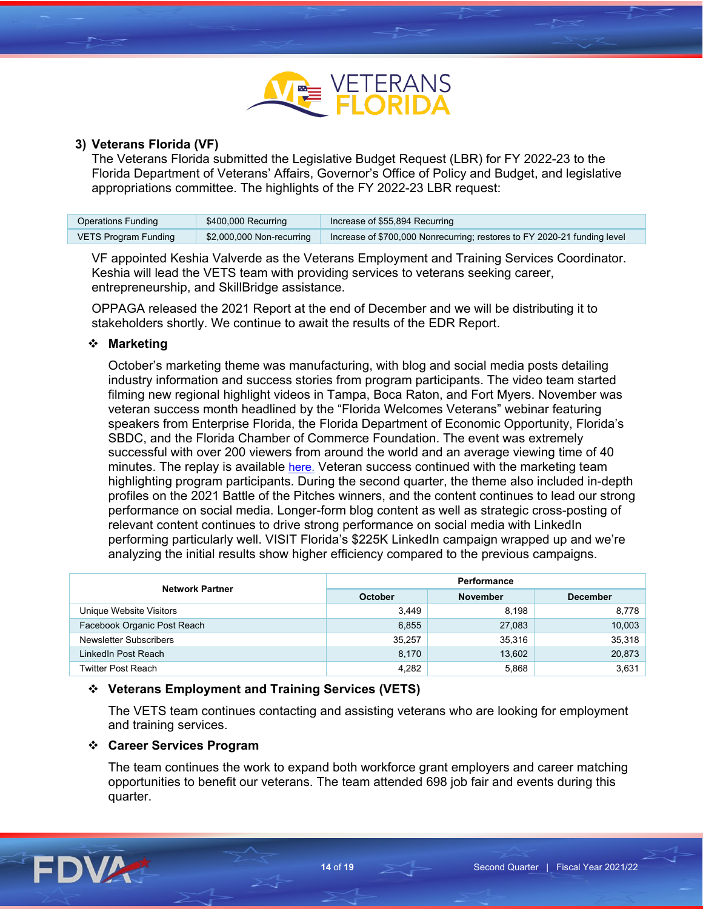### 3) Veterans Florida (VF)

The Veterans Florida submitted the Legislative Budget Request (LBR) for FY 2022-23 to the Florida Department of Veterans' Affairs, Governor's Office of Policy and Budget, and legislative appropriations committee. The highlights of the FY 2022-23 LBR request:

| | | |
|---|---|---|
| Operations Funding | $400,000 Recurring | Increase of $55,894 Recurring |
| VETS Program Funding | $2,000,000 Non-recurring | Increase of $700,000 Nonrecurring; restores to FY 2020-21 funding level |

VF appointed Keshia Valverde as the Veterans Employment and Training Services Coordinator. Keshia will lead the VETS team with providing services to veterans seeking career, entrepreneurship, and SkillBridge assistance.

OPPAGA released the 2021 Report at the end of December and we will be distributing it to stakeholders shortly. We continue to await the results of the EDR Report.

❖ **Marketing**

October's marketing theme was manufacturing, with blog and social media posts detailing industry information and success stories from program participants. The video team started filming new regional highlight videos in Tampa, Boca Raton, and Fort Myers. November was veteran success month headlined by the "Florida Welcomes Veterans" webinar featuring speakers from Enterprise Florida, the Florida Department of Economic Opportunity, Florida's SBDC, and the Florida Chamber of Commerce Foundation. The event was extremely successful with over 200 viewers from around the world and an average viewing time of 40 minutes. The replay is available here. Veteran success continued with the marketing team highlighting program participants. During the second quarter, the theme also included in-depth profiles on the 2021 Battle of the Pitches winners, and the content continues to lead our strong performance on social media. Longer-form blog content as well as strategic cross-posting of relevant content continues to drive strong performance on social media with LinkedIn performing particularly well. VISIT Florida's $225K LinkedIn campaign wrapped up and we're analyzing the initial results show higher efficiency compared to the previous campaigns.

| Network Partner | Performance | | |
|---|---|---|---|
| | October | November | December |
| Unique Website Visitors | 3,449 | 8,198 | 8,778 |
| Facebook Organic Post Reach | 6,855 | 27,083 | 10,003 |
| Newsletter Subscribers | 35,257 | 35,316 | 35,318 |
| LinkedIn Post Reach | 8,170 | 13,602 | 20,873 |
| Twitter Post Reach | 4,282 | 5,868 | 3,631 |

❖ **Veterans Employment and Training Services (VETS)**

The VETS team continues contacting and assisting veterans who are looking for employment and training services.

❖ **Career Services Program**

The team continues the work to expand both workforce grant employers and career matching opportunities to benefit our veterans. The team attended 698 job fair and events during this quarter.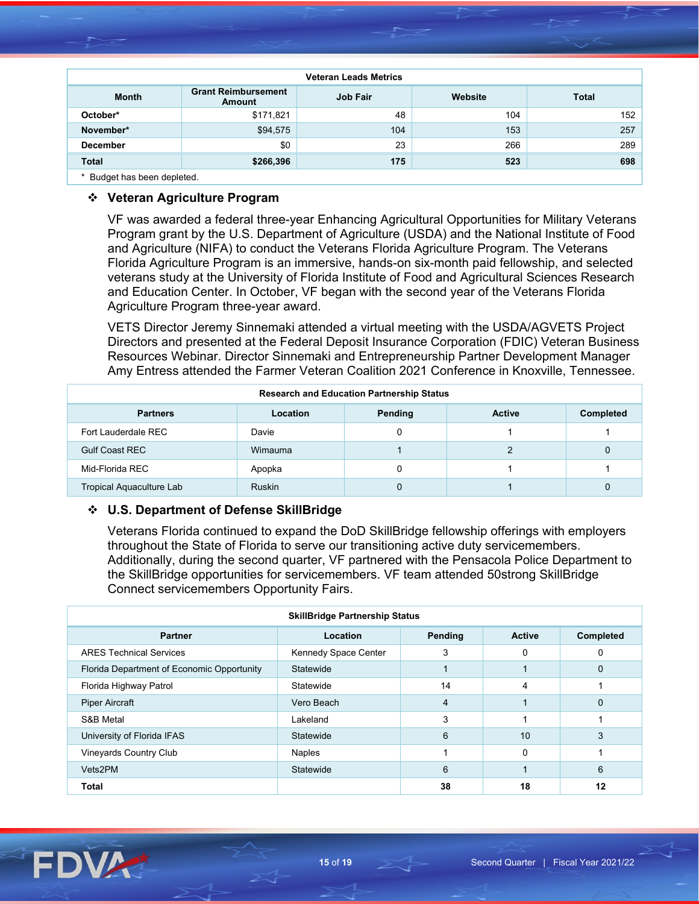| Veteran Leads Metrics | | | | |
|---|---|---|---|---|
| **Month** | **Grant Reimbursement Amount** | **Job Fair** | **Website** | **Total** |
| **October*** | $171,821 | 48 | 104 | 152 |
| **November*** | $94,575 | 104 | 153 | 257 |
| **December** | $0 | 23 | 266 | 289 |
| **Total** | **$266,396** | **175** | **523** | **698** |

\* Budget has been depleted.

### ❖ Veteran Agriculture Program

VF was awarded a federal three-year Enhancing Agricultural Opportunities for Military Veterans Program grant by the U.S. Department of Agriculture (USDA) and the National Institute of Food and Agriculture (NIFA) to conduct the Veterans Florida Agriculture Program. The Veterans Florida Agriculture Program is an immersive, hands-on six-month paid fellowship, and selected veterans study at the University of Florida Institute of Food and Agricultural Sciences Research and Education Center. In October, VF began with the second year of the Veterans Florida Agriculture Program three-year award.

VETS Director Jeremy Sinnemaki attended a virtual meeting with the USDA/AGVETS Project Directors and presented at the Federal Deposit Insurance Corporation (FDIC) Veteran Business Resources Webinar. Director Sinnemaki and Entrepreneurship Partner Development Manager Amy Entress attended the Farmer Veteran Coalition 2021 Conference in Knoxville, Tennessee.

| Research and Education Partnership Status | | | | |
|---|---|---|---|---|
| **Partners** | **Location** | **Pending** | **Active** | **Completed** |
| Fort Lauderdale REC | Davie | 0 | 1 | 1 |
| Gulf Coast REC | Wimauma | 1 | 2 | 0 |
| Mid-Florida REC | Apopka | 0 | 1 | 1 |
| Tropical Aquaculture Lab | Ruskin | 0 | 1 | 0 |

### ❖ U.S. Department of Defense SkillBridge

Veterans Florida continued to expand the DoD SkillBridge fellowship offerings with employers throughout the State of Florida to serve our transitioning active duty servicemembers. Additionally, during the second quarter, VF partnered with the Pensacola Police Department to the SkillBridge opportunities for servicemembers. VF team attended 50strong SkillBridge Connect servicemembers Opportunity Fairs.

| SkillBridge Partnership Status | | | | |
|---|---|---|---|---|
| **Partner** | **Location** | **Pending** | **Active** | **Completed** |
| ARES Technical Services | Kennedy Space Center | 3 | 0 | 0 |
| Florida Department of Economic Opportunity | Statewide | 1 | 1 | 0 |
| Florida Highway Patrol | Statewide | 14 | 4 | 1 |
| Piper Aircraft | Vero Beach | 4 | 1 | 0 |
| S&B Metal | Lakeland | 3 | 1 | 1 |
| University of Florida IFAS | Statewide | 6 | 10 | 3 |
| Vineyards Country Club | Naples | 1 | 0 | 1 |
| Vets2PM | Statewide | 6 | 1 | 6 |
| **Total** | | **38** | **18** | **12** |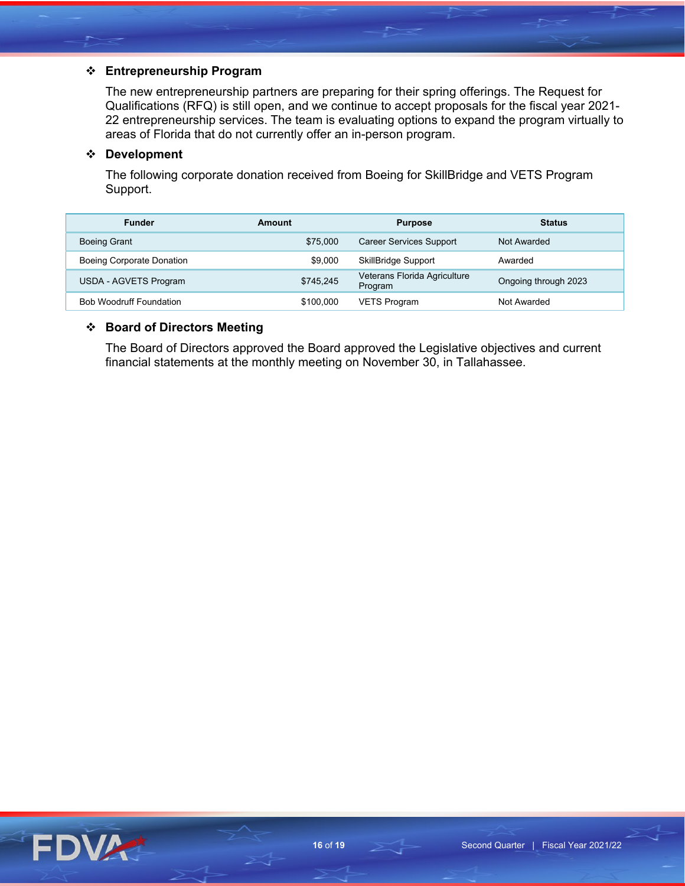- **Entrepreneurship Program**

  The new entrepreneurship partners are preparing for their spring offerings. The Request for Qualifications (RFQ) is still open, and we continue to accept proposals for the fiscal year 2021-22 entrepreneurship services. The team is evaluating options to expand the program virtually to areas of Florida that do not currently offer an in-person program.

- **Development**

  The following corporate donation received from Boeing for SkillBridge and VETS Program Support.

| Funder | Amount | Purpose | Status |
|---|---|---|---|
| Boeing Grant | $75,000 | Career Services Support | Not Awarded |
| Boeing Corporate Donation | $9,000 | SkillBridge Support | Awarded |
| USDA - AGVETS Program | $745,245 | Veterans Florida Agriculture Program | Ongoing through 2023 |
| Bob Woodruff Foundation | $100,000 | VETS Program | Not Awarded |

- **Board of Directors Meeting**

  The Board of Directors approved the Board approved the Legislative objectives and current financial statements at the monthly meeting on November 30, in Tallahassee.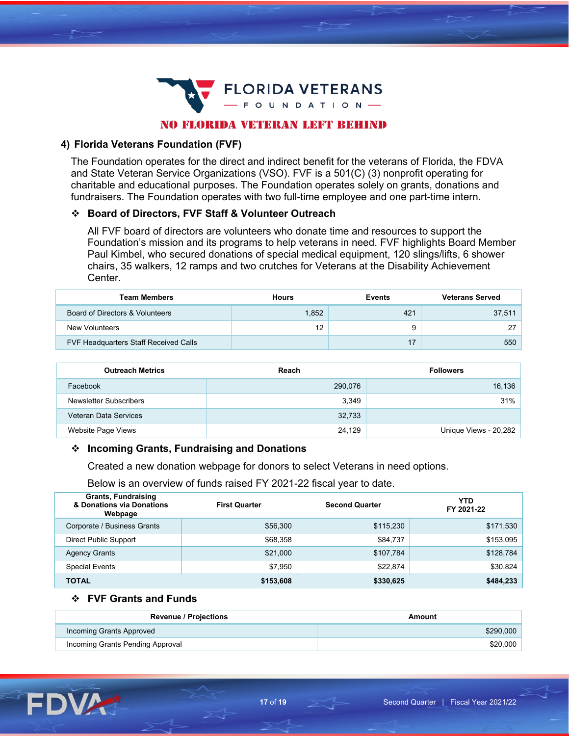FLORIDA VETERANS FOUNDATION

NO FLORIDA VETERAN LEFT BEHIND

## 4) Florida Veterans Foundation (FVF)

The Foundation operates for the direct and indirect benefit for the veterans of Florida, the FDVA and State Veteran Service Organizations (VSO). FVF is a 501(C) (3) nonprofit operating for charitable and educational purposes. The Foundation operates solely on grants, donations and fundraisers. The Foundation operates with two full-time employee and one part-time intern.

### ❖ Board of Directors, FVF Staff & Volunteer Outreach

All FVF board of directors are volunteers who donate time and resources to support the Foundation's mission and its programs to help veterans in need. FVF highlights Board Member Paul Kimbel, who secured donations of special medical equipment, 120 slings/lifts, 6 shower chairs, 35 walkers, 12 ramps and two crutches for Veterans at the Disability Achievement Center.

| Team Members | Hours | Events | Veterans Served |
|---|---|---|---|
| Board of Directors & Volunteers | 1,852 | 421 | 37,511 |
| New Volunteers | 12 | 9 | 27 |
| FVF Headquarters Staff Received Calls | | 17 | 550 |

| Outreach Metrics | Reach | Followers |
|---|---|---|
| Facebook | 290,076 | 16,136 |
| Newsletter Subscribers | 3,349 | 31% |
| Veteran Data Services | 32,733 | |
| Website Page Views | 24,129 | Unique Views - 20,282 |

### ❖ Incoming Grants, Fundraising and Donations

Created a new donation webpage for donors to select Veterans in need options.

Below is an overview of funds raised FY 2021-22 fiscal year to date.

| Grants, Fundraising & Donations via Donations Webpage | First Quarter | Second Quarter | YTD FY 2021-22 |
|---|---|---|---|
| Corporate / Business Grants | $56,300 | $115,230 | $171,530 |
| Direct Public Support | $68,358 | $84,737 | $153,095 |
| Agency Grants | $21,000 | $107,784 | $128,784 |
| Special Events | $7,950 | $22,874 | $30,824 |
| **TOTAL** | **$153,608** | **$330,625** | **$484,233** |

### ❖ FVF Grants and Funds

| Revenue / Projections | Amount |
|---|---|
| Incoming Grants Approved | $290,000 |
| Incoming Grants Pending Approval | $20,000 |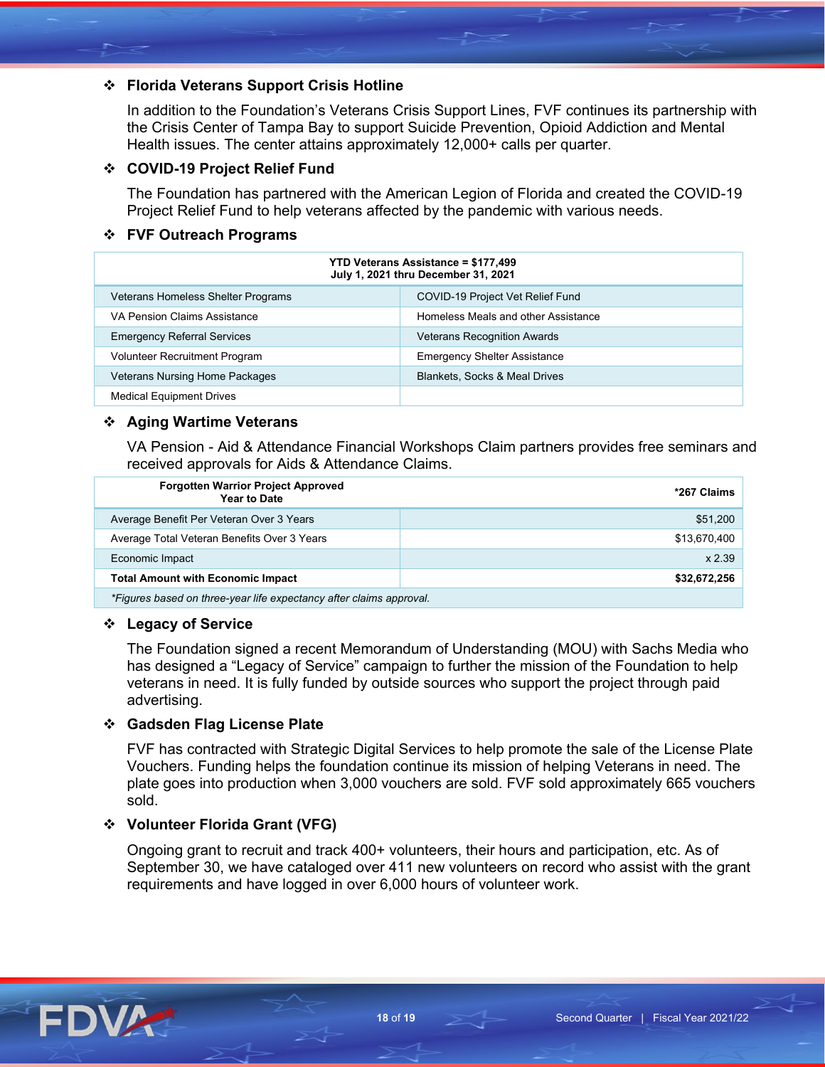- **Florida Veterans Support Crisis Hotline**

  In addition to the Foundation's Veterans Crisis Support Lines, FVF continues its partnership with the Crisis Center of Tampa Bay to support Suicide Prevention, Opioid Addiction and Mental Health issues. The center attains approximately 12,000+ calls per quarter.

- **COVID-19 Project Relief Fund**

  The Foundation has partnered with the American Legion of Florida and created the COVID-19 Project Relief Fund to help veterans affected by the pandemic with various needs.

- **FVF Outreach Programs**

| **YTD Veterans Assistance = $177,499**<br>**July 1, 2021 thru December 31, 2021** | |
|---|---|
| Veterans Homeless Shelter Programs | COVID-19 Project Vet Relief Fund |
| VA Pension Claims Assistance | Homeless Meals and other Assistance |
| Emergency Referral Services | Veterans Recognition Awards |
| Volunteer Recruitment Program | Emergency Shelter Assistance |
| Veterans Nursing Home Packages | Blankets, Socks & Meal Drives |
| Medical Equipment Drives | |

- **Aging Wartime Veterans**

  VA Pension - Aid & Attendance Financial Workshops Claim partners provides free seminars and received approvals for Aids & Attendance Claims.

| **Forgotten Warrior Project Approved Year to Date** | **\*267 Claims** |
|---|---|
| Average Benefit Per Veteran Over 3 Years | $51,200 |
| Average Total Veteran Benefits Over 3 Years | $13,670,400 |
| Economic Impact | x 2.39 |
| **Total Amount with Economic Impact** | **$32,672,256** |
| *\*Figures based on three-year life expectancy after claims approval.* | |

- **Legacy of Service**

  The Foundation signed a recent Memorandum of Understanding (MOU) with Sachs Media who has designed a "Legacy of Service" campaign to further the mission of the Foundation to help veterans in need. It is fully funded by outside sources who support the project through paid advertising.

- **Gadsden Flag License Plate**

  FVF has contracted with Strategic Digital Services to help promote the sale of the License Plate Vouchers. Funding helps the foundation continue its mission of helping Veterans in need. The plate goes into production when 3,000 vouchers are sold. FVF sold approximately 665 vouchers sold.

- **Volunteer Florida Grant (VFG)**

  Ongoing grant to recruit and track 400+ volunteers, their hours and participation, etc. As of September 30, we have cataloged over 411 new volunteers on record who assist with the grant requirements and have logged in over 6,000 hours of volunteer work.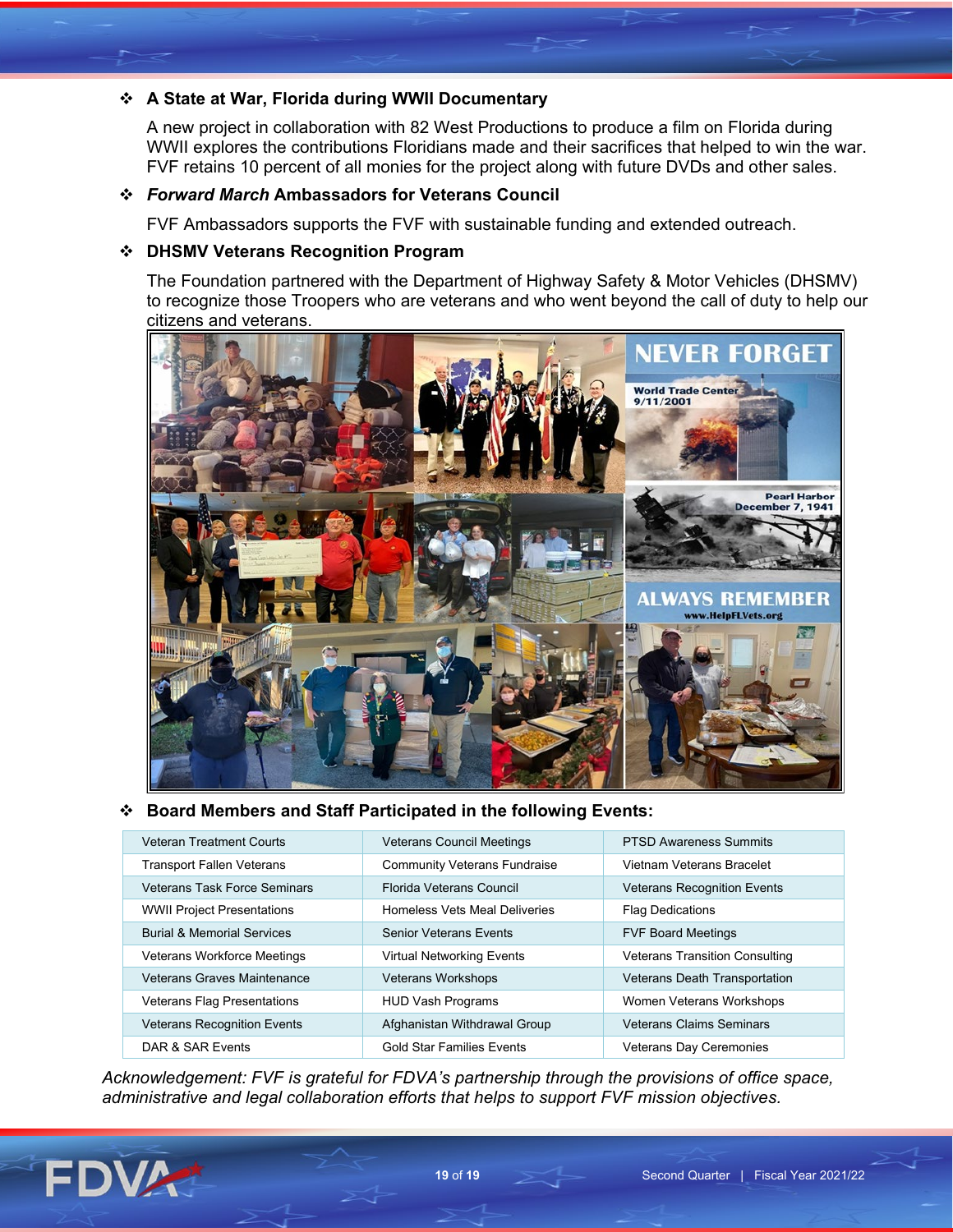- **A State at War, Florida during WWII Documentary**

  A new project in collaboration with 82 West Productions to produce a film on Florida during WWII explores the contributions Floridians made and their sacrifices that helped to win the war. FVF retains 10 percent of all monies for the project along with future DVDs and other sales.

- ***Forward March* Ambassadors for Veterans Council**

  FVF Ambassadors supports the FVF with sustainable funding and extended outreach.

- **DHSMV Veterans Recognition Program**

  The Foundation partnered with the Department of Highway Safety & Motor Vehicles (DHSMV) to recognize those Troopers who are veterans and who went beyond the call of duty to help our citizens and veterans.

- **Board Members and Staff Participated in the following Events:**

| | | |
|---|---|---|
| Veteran Treatment Courts | Veterans Council Meetings | PTSD Awareness Summits |
| Transport Fallen Veterans | Community Veterans Fundraise | Vietnam Veterans Bracelet |
| Veterans Task Force Seminars | Florida Veterans Council | Veterans Recognition Events |
| WWII Project Presentations | Homeless Vets Meal Deliveries | Flag Dedications |
| Burial & Memorial Services | Senior Veterans Events | FVF Board Meetings |
| Veterans Workforce Meetings | Virtual Networking Events | Veterans Transition Consulting |
| Veterans Graves Maintenance | Veterans Workshops | Veterans Death Transportation |
| Veterans Flag Presentations | HUD Vash Programs | Women Veterans Workshops |
| Veterans Recognition Events | Afghanistan Withdrawal Group | Veterans Claims Seminars |
| DAR & SAR Events | Gold Star Families Events | Veterans Day Ceremonies |

*Acknowledgement: FVF is grateful for FDVA's partnership through the provisions of office space, administrative and legal collaboration efforts that helps to support FVF mission objectives.*